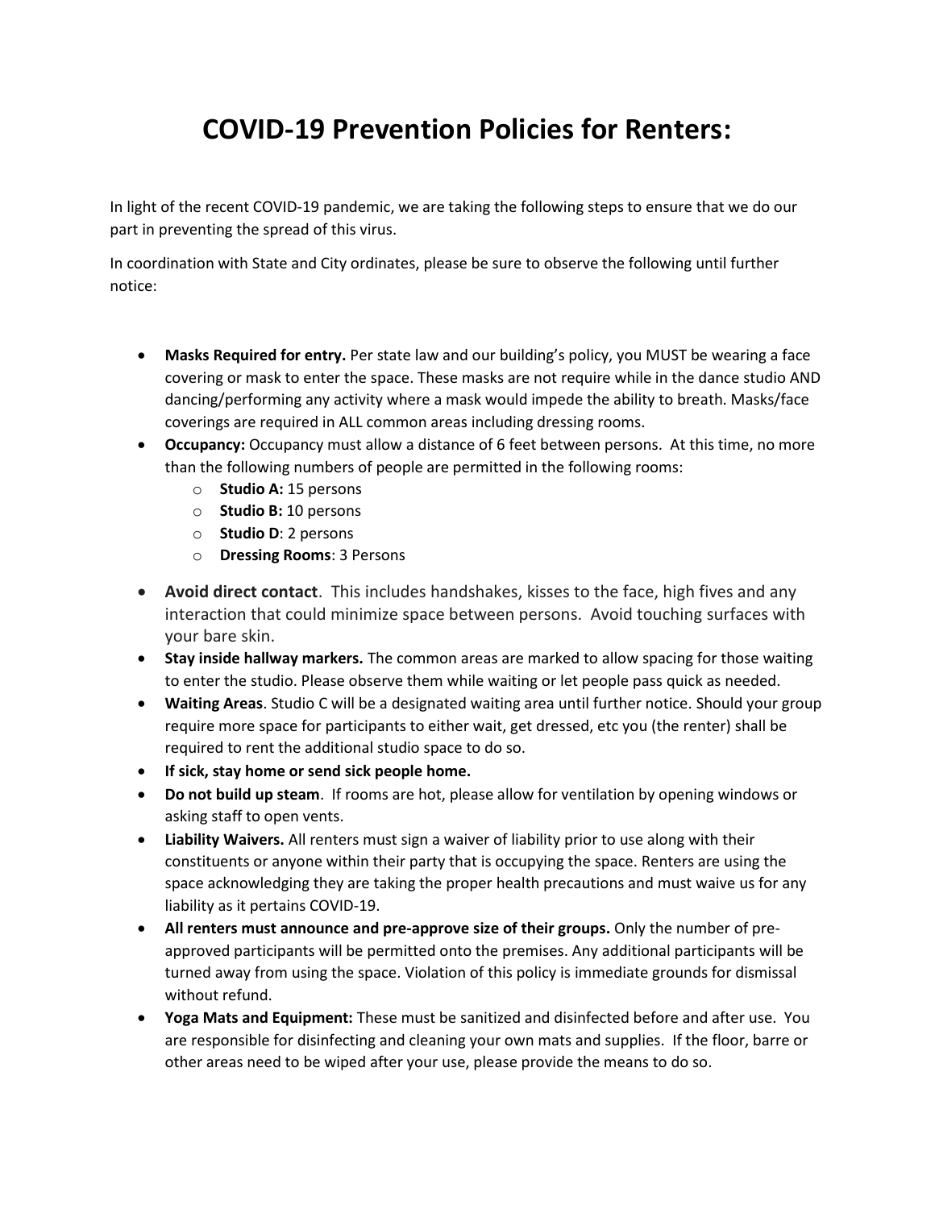# COVID-19 Prevention Policies for Renters:

In light of the recent COVID-19 pandemic, we are taking the following steps to ensure that we do our part in preventing the spread of this virus.

In coordination with State and City ordinates, please be sure to observe the following until further notice:

- **Masks Required for entry.** Per state law and our building's policy, you MUST be wearing a face covering or mask to enter the space. These masks are not require while in the dance studio AND dancing/performing any activity where a mask would impede the ability to breath. Masks/face coverings are required in ALL common areas including dressing rooms.
- **Occupancy:** Occupancy must allow a distance of 6 feet between persons. At this time, no more than the following numbers of people are permitted in the following rooms:
  - **Studio A:** 15 persons
  - **Studio B:** 10 persons
  - **Studio D**: 2 persons
  - **Dressing Rooms**: 3 Persons
- **Avoid direct contact**. This includes handshakes, kisses to the face, high fives and any interaction that could minimize space between persons. Avoid touching surfaces with your bare skin.
- **Stay inside hallway markers.** The common areas are marked to allow spacing for those waiting to enter the studio. Please observe them while waiting or let people pass quick as needed.
- **Waiting Areas**. Studio C will be a designated waiting area until further notice. Should your group require more space for participants to either wait, get dressed, etc you (the renter) shall be required to rent the additional studio space to do so.
- **If sick, stay home or send sick people home.**
- **Do not build up steam**. If rooms are hot, please allow for ventilation by opening windows or asking staff to open vents.
- **Liability Waivers.** All renters must sign a waiver of liability prior to use along with their constituents or anyone within their party that is occupying the space. Renters are using the space acknowledging they are taking the proper health precautions and must waive us for any liability as it pertains COVID-19.
- **All renters must announce and pre-approve size of their groups.** Only the number of pre-approved participants will be permitted onto the premises. Any additional participants will be turned away from using the space. Violation of this policy is immediate grounds for dismissal without refund.
- **Yoga Mats and Equipment:** These must be sanitized and disinfected before and after use. You are responsible for disinfecting and cleaning your own mats and supplies. If the floor, barre or other areas need to be wiped after your use, please provide the means to do so.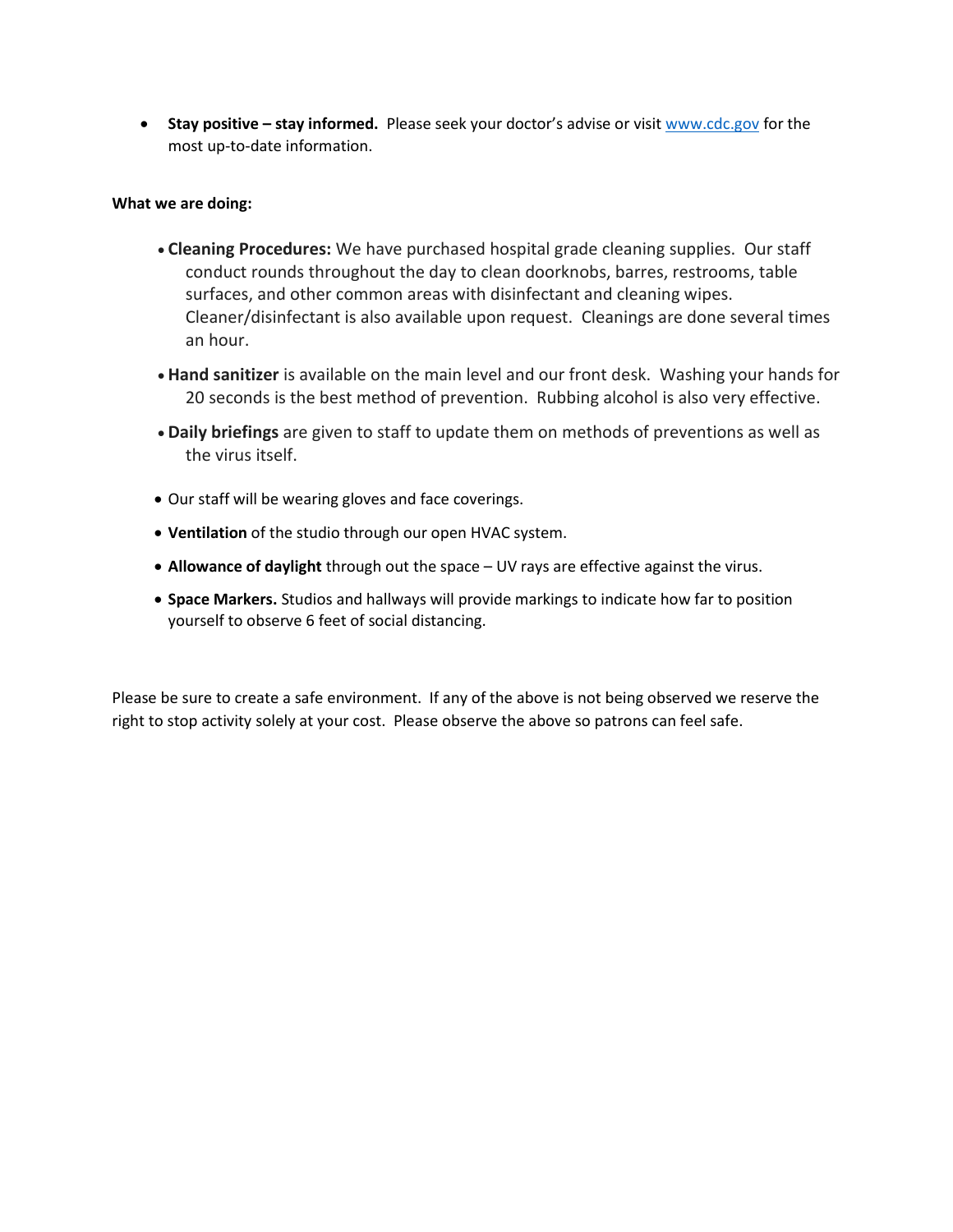- **Stay positive – stay informed.** Please seek your doctor's advise or visit [www.cdc.gov](http://www.cdc.gov) for the most up-to-date information.

**What we are doing:**

- **Cleaning Procedures:** We have purchased hospital grade cleaning supplies. Our staff conduct rounds throughout the day to clean doorknobs, barres, restrooms, table surfaces, and other common areas with disinfectant and cleaning wipes. Cleaner/disinfectant is also available upon request. Cleanings are done several times an hour.
- **Hand sanitizer** is available on the main level and our front desk. Washing your hands for 20 seconds is the best method of prevention. Rubbing alcohol is also very effective.
- **Daily briefings** are given to staff to update them on methods of preventions as well as the virus itself.
- Our staff will be wearing gloves and face coverings.
- **Ventilation** of the studio through our open HVAC system.
- **Allowance of daylight** through out the space – UV rays are effective against the virus.
- **Space Markers.** Studios and hallways will provide markings to indicate how far to position yourself to observe 6 feet of social distancing.

Please be sure to create a safe environment. If any of the above is not being observed we reserve the right to stop activity solely at your cost. Please observe the above so patrons can feel safe.